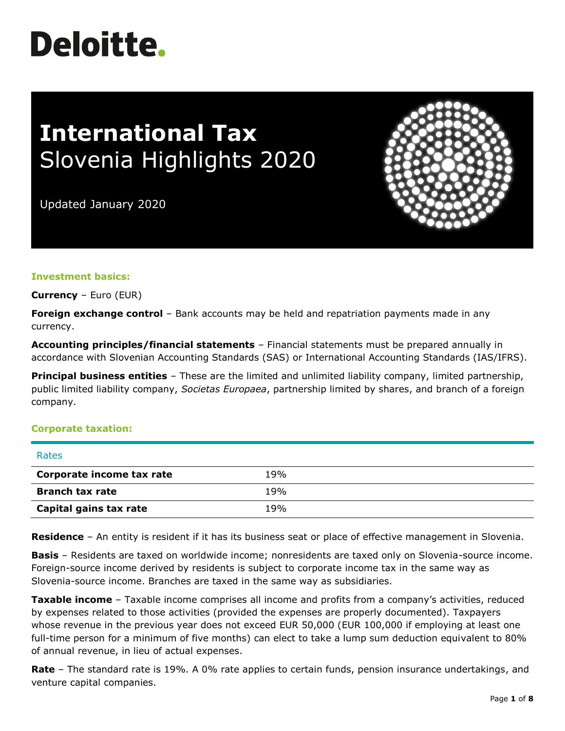# Deloitte.

# International Tax
## Slovenia Highlights 2020

Updated January 2020

### Investment basics:

**Currency** – Euro (EUR)

**Foreign exchange control** – Bank accounts may be held and repatriation payments made in any currency.

**Accounting principles/financial statements** – Financial statements must be prepared annually in accordance with Slovenian Accounting Standards (SAS) or International Accounting Standards (IAS/IFRS).

**Principal business entities** – These are the limited and unlimited liability company, limited partnership, public limited liability company, *Societas Europaea*, partnership limited by shares, and branch of a foreign company.

### Corporate taxation:

| Rates | |
|---|---|
| **Corporate income tax rate** | 19% |
| **Branch tax rate** | 19% |
| **Capital gains tax rate** | 19% |

**Residence** – An entity is resident if it has its business seat or place of effective management in Slovenia.

**Basis** – Residents are taxed on worldwide income; nonresidents are taxed only on Slovenia-source income. Foreign-source income derived by residents is subject to corporate income tax in the same way as Slovenia-source income. Branches are taxed in the same way as subsidiaries.

**Taxable income** – Taxable income comprises all income and profits from a company's activities, reduced by expenses related to those activities (provided the expenses are properly documented). Taxpayers whose revenue in the previous year does not exceed EUR 50,000 (EUR 100,000 if employing at least one full-time person for a minimum of five months) can elect to take a lump sum deduction equivalent to 80% of annual revenue, in lieu of actual expenses.

**Rate** – The standard rate is 19%. A 0% rate applies to certain funds, pension insurance undertakings, and venture capital companies.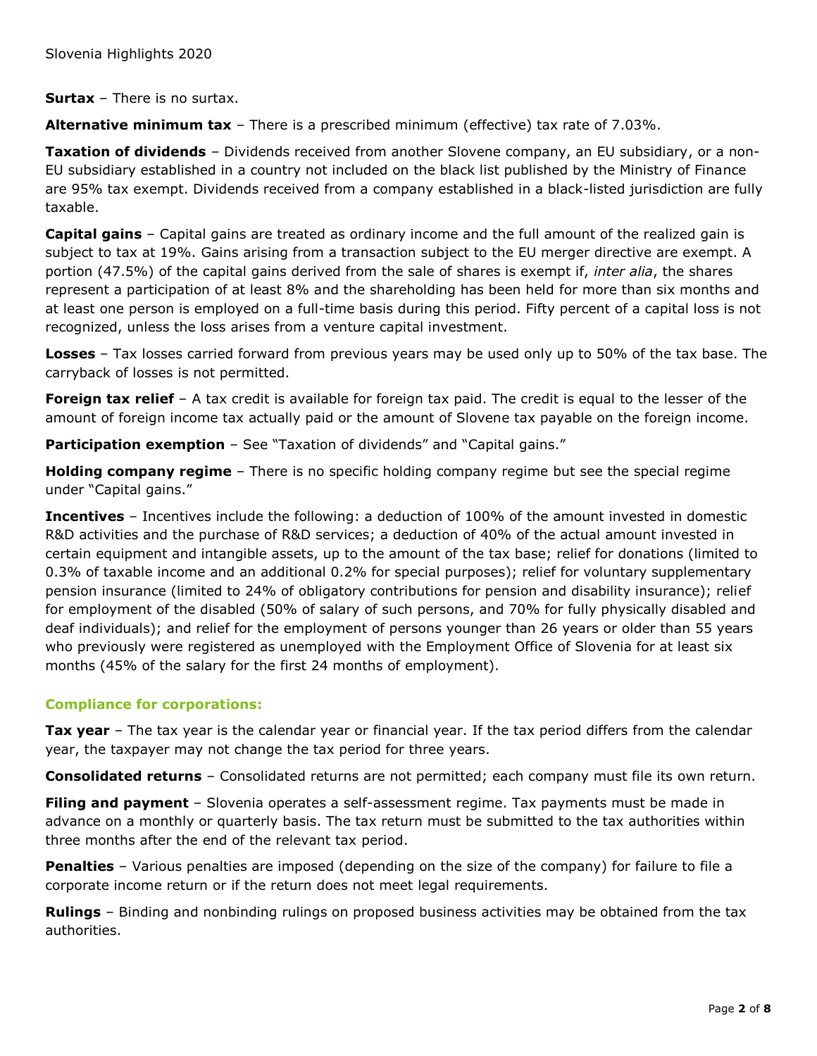**Surtax** – There is no surtax.

**Alternative minimum tax** – There is a prescribed minimum (effective) tax rate of 7.03%.

**Taxation of dividends** – Dividends received from another Slovene company, an EU subsidiary, or a non-EU subsidiary established in a country not included on the black list published by the Ministry of Finance are 95% tax exempt. Dividends received from a company established in a black-listed jurisdiction are fully taxable.

**Capital gains** – Capital gains are treated as ordinary income and the full amount of the realized gain is subject to tax at 19%. Gains arising from a transaction subject to the EU merger directive are exempt. A portion (47.5%) of the capital gains derived from the sale of shares is exempt if, *inter alia*, the shares represent a participation of at least 8% and the shareholding has been held for more than six months and at least one person is employed on a full-time basis during this period. Fifty percent of a capital loss is not recognized, unless the loss arises from a venture capital investment.

**Losses** – Tax losses carried forward from previous years may be used only up to 50% of the tax base. The carryback of losses is not permitted.

**Foreign tax relief** – A tax credit is available for foreign tax paid. The credit is equal to the lesser of the amount of foreign income tax actually paid or the amount of Slovene tax payable on the foreign income.

**Participation exemption** – See "Taxation of dividends" and "Capital gains."

**Holding company regime** – There is no specific holding company regime but see the special regime under "Capital gains."

**Incentives** – Incentives include the following: a deduction of 100% of the amount invested in domestic R&D activities and the purchase of R&D services; a deduction of 40% of the actual amount invested in certain equipment and intangible assets, up to the amount of the tax base; relief for donations (limited to 0.3% of taxable income and an additional 0.2% for special purposes); relief for voluntary supplementary pension insurance (limited to 24% of obligatory contributions for pension and disability insurance); relief for employment of the disabled (50% of salary of such persons, and 70% for fully physically disabled and deaf individuals); and relief for the employment of persons younger than 26 years or older than 55 years who previously were registered as unemployed with the Employment Office of Slovenia for at least six months (45% of the salary for the first 24 months of employment).

## Compliance for corporations:

**Tax year** – The tax year is the calendar year or financial year. If the tax period differs from the calendar year, the taxpayer may not change the tax period for three years.

**Consolidated returns** – Consolidated returns are not permitted; each company must file its own return.

**Filing and payment** – Slovenia operates a self-assessment regime. Tax payments must be made in advance on a monthly or quarterly basis. The tax return must be submitted to the tax authorities within three months after the end of the relevant tax period.

**Penalties** – Various penalties are imposed (depending on the size of the company) for failure to file a corporate income return or if the return does not meet legal requirements.

**Rulings** – Binding and nonbinding rulings on proposed business activities may be obtained from the tax authorities.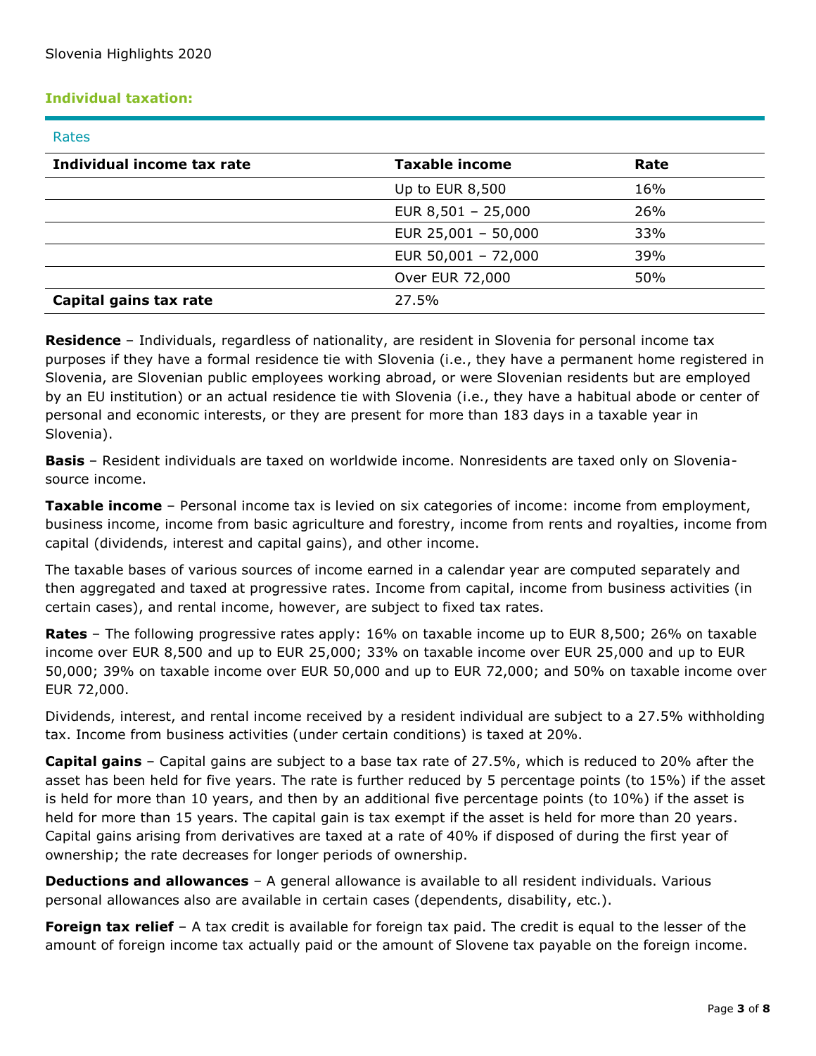Slovenia Highlights 2020

## Individual taxation:

### Rates

| Individual income tax rate | Taxable income | Rate |
|---|---|---|
| | Up to EUR 8,500 | 16% |
| | EUR 8,501 – 25,000 | 26% |
| | EUR 25,001 – 50,000 | 33% |
| | EUR 50,001 – 72,000 | 39% |
| | Over EUR 72,000 | 50% |
| **Capital gains tax rate** | 27.5% | |

**Residence** – Individuals, regardless of nationality, are resident in Slovenia for personal income tax purposes if they have a formal residence tie with Slovenia (i.e., they have a permanent home registered in Slovenia, are Slovenian public employees working abroad, or were Slovenian residents but are employed by an EU institution) or an actual residence tie with Slovenia (i.e., they have a habitual abode or center of personal and economic interests, or they are present for more than 183 days in a taxable year in Slovenia).

**Basis** – Resident individuals are taxed on worldwide income. Nonresidents are taxed only on Slovenia-source income.

**Taxable income** – Personal income tax is levied on six categories of income: income from employment, business income, income from basic agriculture and forestry, income from rents and royalties, income from capital (dividends, interest and capital gains), and other income.

The taxable bases of various sources of income earned in a calendar year are computed separately and then aggregated and taxed at progressive rates. Income from capital, income from business activities (in certain cases), and rental income, however, are subject to fixed tax rates.

**Rates** – The following progressive rates apply: 16% on taxable income up to EUR 8,500; 26% on taxable income over EUR 8,500 and up to EUR 25,000; 33% on taxable income over EUR 25,000 and up to EUR 50,000; 39% on taxable income over EUR 50,000 and up to EUR 72,000; and 50% on taxable income over EUR 72,000.

Dividends, interest, and rental income received by a resident individual are subject to a 27.5% withholding tax. Income from business activities (under certain conditions) is taxed at 20%.

**Capital gains** – Capital gains are subject to a base tax rate of 27.5%, which is reduced to 20% after the asset has been held for five years. The rate is further reduced by 5 percentage points (to 15%) if the asset is held for more than 10 years, and then by an additional five percentage points (to 10%) if the asset is held for more than 15 years. The capital gain is tax exempt if the asset is held for more than 20 years. Capital gains arising from derivatives are taxed at a rate of 40% if disposed of during the first year of ownership; the rate decreases for longer periods of ownership.

**Deductions and allowances** – A general allowance is available to all resident individuals. Various personal allowances also are available in certain cases (dependents, disability, etc.).

**Foreign tax relief** – A tax credit is available for foreign tax paid. The credit is equal to the lesser of the amount of foreign income tax actually paid or the amount of Slovene tax payable on the foreign income.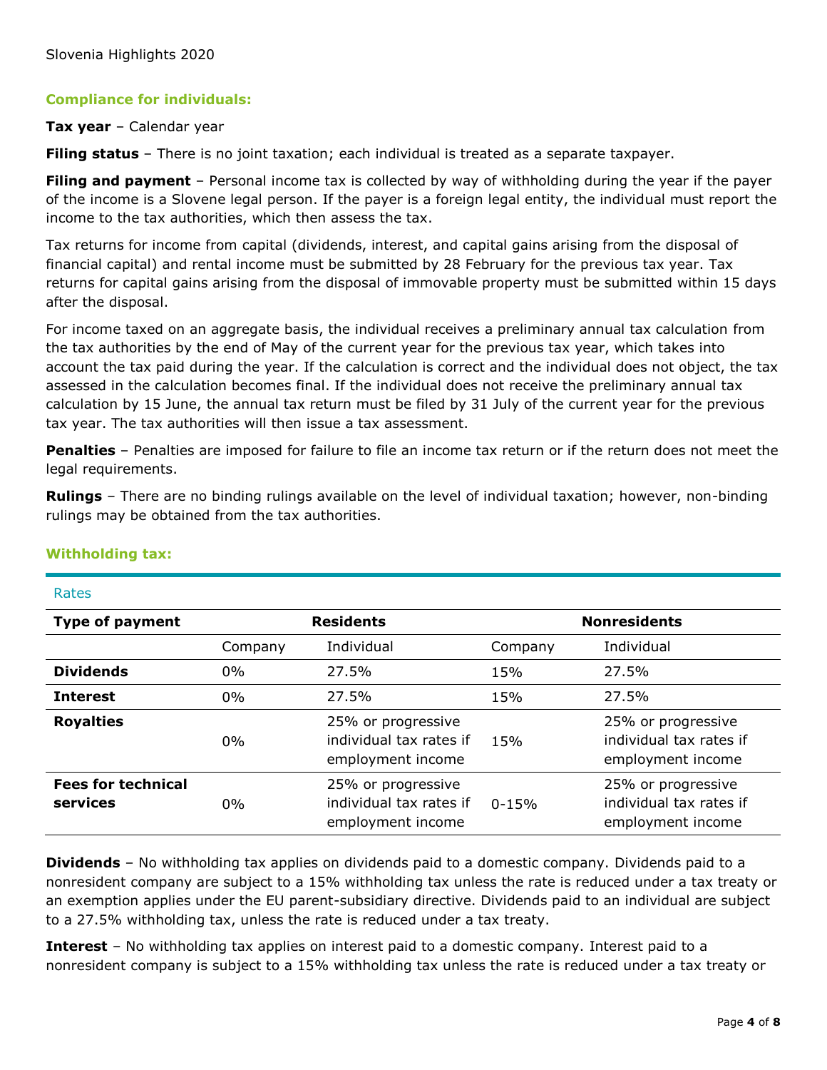## Compliance for individuals:

**Tax year** – Calendar year

**Filing status** – There is no joint taxation; each individual is treated as a separate taxpayer.

**Filing and payment** – Personal income tax is collected by way of withholding during the year if the payer of the income is a Slovene legal person. If the payer is a foreign legal entity, the individual must report the income to the tax authorities, which then assess the tax.

Tax returns for income from capital (dividends, interest, and capital gains arising from the disposal of financial capital) and rental income must be submitted by 28 February for the previous tax year. Tax returns for capital gains arising from the disposal of immovable property must be submitted within 15 days after the disposal.

For income taxed on an aggregate basis, the individual receives a preliminary annual tax calculation from the tax authorities by the end of May of the current year for the previous tax year, which takes into account the tax paid during the year. If the calculation is correct and the individual does not object, the tax assessed in the calculation becomes final. If the individual does not receive the preliminary annual tax calculation by 15 June, the annual tax return must be filed by 31 July of the current year for the previous tax year. The tax authorities will then issue a tax assessment.

**Penalties** – Penalties are imposed for failure to file an income tax return or if the return does not meet the legal requirements.

**Rulings** – There are no binding rulings available on the level of individual taxation; however, non-binding rulings may be obtained from the tax authorities.

## Withholding tax:

Rates

| Type of payment | Residents | | Nonresidents | |
|---|---|---|---|---|
| | Company | Individual | Company | Individual |
| **Dividends** | 0% | 27.5% | 15% | 27.5% |
| **Interest** | 0% | 27.5% | 15% | 27.5% |
| **Royalties** | 0% | 25% or progressive individual tax rates if employment income | 15% | 25% or progressive individual tax rates if employment income |
| **Fees for technical services** | 0% | 25% or progressive individual tax rates if employment income | 0-15% | 25% or progressive individual tax rates if employment income |

**Dividends** – No withholding tax applies on dividends paid to a domestic company. Dividends paid to a nonresident company are subject to a 15% withholding tax unless the rate is reduced under a tax treaty or an exemption applies under the EU parent-subsidiary directive. Dividends paid to an individual are subject to a 27.5% withholding tax, unless the rate is reduced under a tax treaty.

**Interest** – No withholding tax applies on interest paid to a domestic company. Interest paid to a nonresident company is subject to a 15% withholding tax unless the rate is reduced under a tax treaty or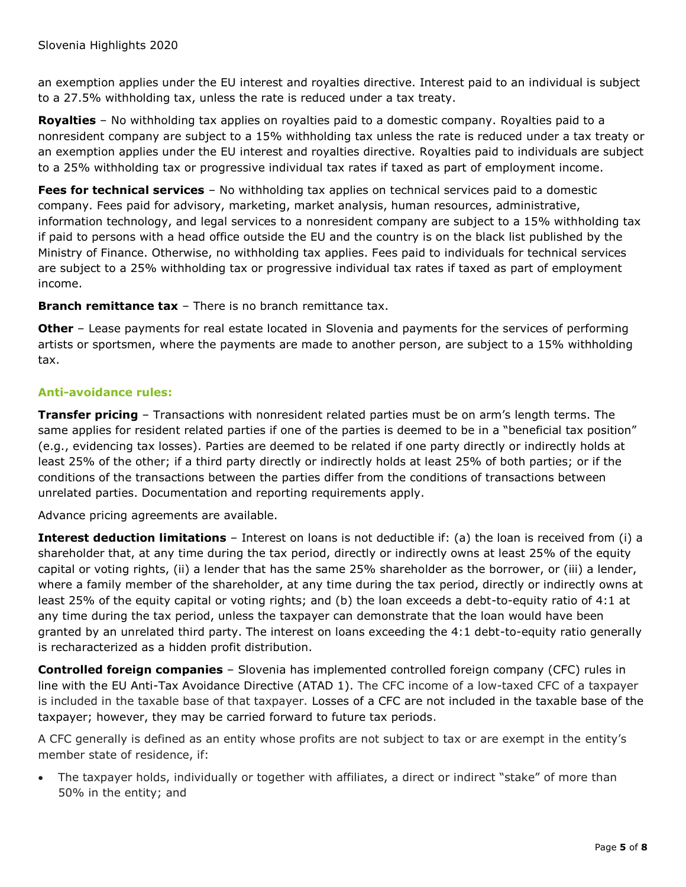an exemption applies under the EU interest and royalties directive. Interest paid to an individual is subject to a 27.5% withholding tax, unless the rate is reduced under a tax treaty.

**Royalties** – No withholding tax applies on royalties paid to a domestic company. Royalties paid to a nonresident company are subject to a 15% withholding tax unless the rate is reduced under a tax treaty or an exemption applies under the EU interest and royalties directive. Royalties paid to individuals are subject to a 25% withholding tax or progressive individual tax rates if taxed as part of employment income.

**Fees for technical services** – No withholding tax applies on technical services paid to a domestic company. Fees paid for advisory, marketing, market analysis, human resources, administrative, information technology, and legal services to a nonresident company are subject to a 15% withholding tax if paid to persons with a head office outside the EU and the country is on the black list published by the Ministry of Finance. Otherwise, no withholding tax applies. Fees paid to individuals for technical services are subject to a 25% withholding tax or progressive individual tax rates if taxed as part of employment income.

**Branch remittance tax** – There is no branch remittance tax.

**Other** – Lease payments for real estate located in Slovenia and payments for the services of performing artists or sportsmen, where the payments are made to another person, are subject to a 15% withholding tax.

### Anti-avoidance rules:

**Transfer pricing** – Transactions with nonresident related parties must be on arm's length terms. The same applies for resident related parties if one of the parties is deemed to be in a "beneficial tax position" (e.g., evidencing tax losses). Parties are deemed to be related if one party directly or indirectly holds at least 25% of the other; if a third party directly or indirectly holds at least 25% of both parties; or if the conditions of the transactions between the parties differ from the conditions of transactions between unrelated parties. Documentation and reporting requirements apply.

Advance pricing agreements are available.

**Interest deduction limitations** – Interest on loans is not deductible if: (a) the loan is received from (i) a shareholder that, at any time during the tax period, directly or indirectly owns at least 25% of the equity capital or voting rights, (ii) a lender that has the same 25% shareholder as the borrower, or (iii) a lender, where a family member of the shareholder, at any time during the tax period, directly or indirectly owns at least 25% of the equity capital or voting rights; and (b) the loan exceeds a debt-to-equity ratio of 4:1 at any time during the tax period, unless the taxpayer can demonstrate that the loan would have been granted by an unrelated third party. The interest on loans exceeding the 4:1 debt-to-equity ratio generally is recharacterized as a hidden profit distribution.

**Controlled foreign companies** – Slovenia has implemented controlled foreign company (CFC) rules in line with the EU Anti-Tax Avoidance Directive (ATAD 1). The CFC income of a low-taxed CFC of a taxpayer is included in the taxable base of that taxpayer. Losses of a CFC are not included in the taxable base of the taxpayer; however, they may be carried forward to future tax periods.

A CFC generally is defined as an entity whose profits are not subject to tax or are exempt in the entity's member state of residence, if:

- The taxpayer holds, individually or together with affiliates, a direct or indirect "stake" of more than 50% in the entity; and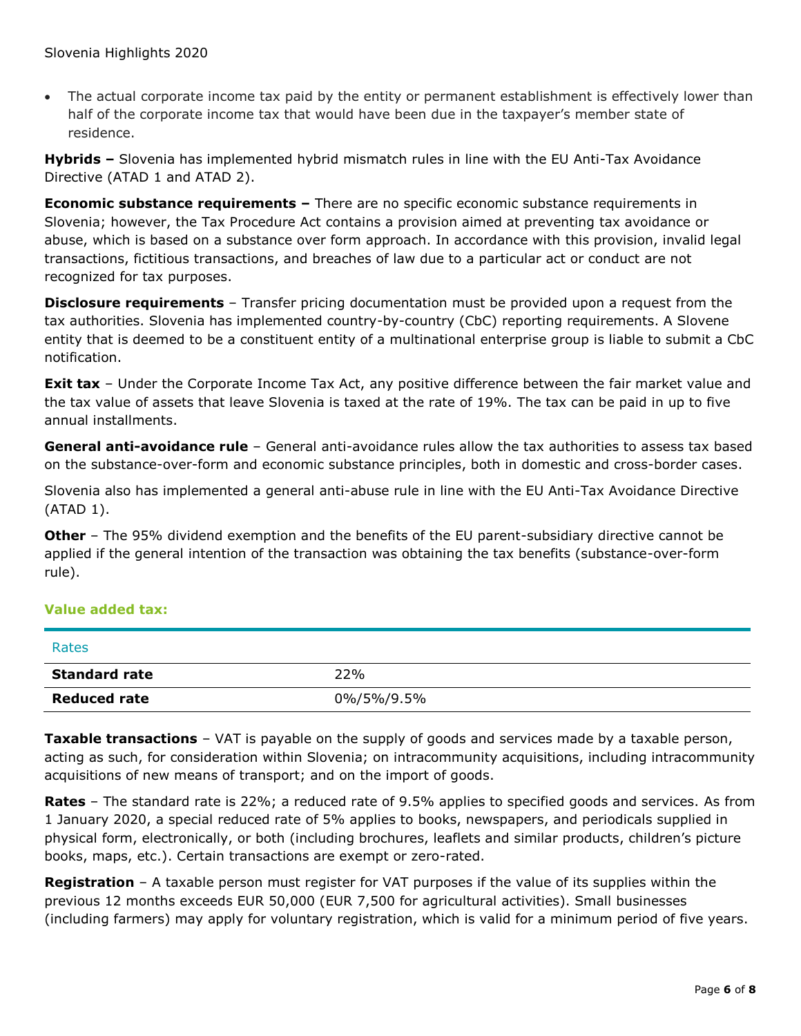- The actual corporate income tax paid by the entity or permanent establishment is effectively lower than half of the corporate income tax that would have been due in the taxpayer's member state of residence.

**Hybrids –** Slovenia has implemented hybrid mismatch rules in line with the EU Anti-Tax Avoidance Directive (ATAD 1 and ATAD 2).

**Economic substance requirements –** There are no specific economic substance requirements in Slovenia; however, the Tax Procedure Act contains a provision aimed at preventing tax avoidance or abuse, which is based on a substance over form approach. In accordance with this provision, invalid legal transactions, fictitious transactions, and breaches of law due to a particular act or conduct are not recognized for tax purposes.

**Disclosure requirements** – Transfer pricing documentation must be provided upon a request from the tax authorities. Slovenia has implemented country-by-country (CbC) reporting requirements. A Slovene entity that is deemed to be a constituent entity of a multinational enterprise group is liable to submit a CbC notification.

**Exit tax** – Under the Corporate Income Tax Act, any positive difference between the fair market value and the tax value of assets that leave Slovenia is taxed at the rate of 19%. The tax can be paid in up to five annual installments.

**General anti-avoidance rule** – General anti-avoidance rules allow the tax authorities to assess tax based on the substance-over-form and economic substance principles, both in domestic and cross-border cases.

Slovenia also has implemented a general anti-abuse rule in line with the EU Anti-Tax Avoidance Directive (ATAD 1).

**Other** – The 95% dividend exemption and the benefits of the EU parent-subsidiary directive cannot be applied if the general intention of the transaction was obtaining the tax benefits (substance-over-form rule).

## Value added tax:

| Rates | |
|---|---|
| **Standard rate** | 22% |
| **Reduced rate** | 0%/5%/9.5% |

**Taxable transactions** – VAT is payable on the supply of goods and services made by a taxable person, acting as such, for consideration within Slovenia; on intracommunity acquisitions, including intracommunity acquisitions of new means of transport; and on the import of goods.

**Rates** – The standard rate is 22%; a reduced rate of 9.5% applies to specified goods and services. As from 1 January 2020, a special reduced rate of 5% applies to books, newspapers, and periodicals supplied in physical form, electronically, or both (including brochures, leaflets and similar products, children's picture books, maps, etc.). Certain transactions are exempt or zero-rated.

**Registration** – A taxable person must register for VAT purposes if the value of its supplies within the previous 12 months exceeds EUR 50,000 (EUR 7,500 for agricultural activities). Small businesses (including farmers) may apply for voluntary registration, which is valid for a minimum period of five years.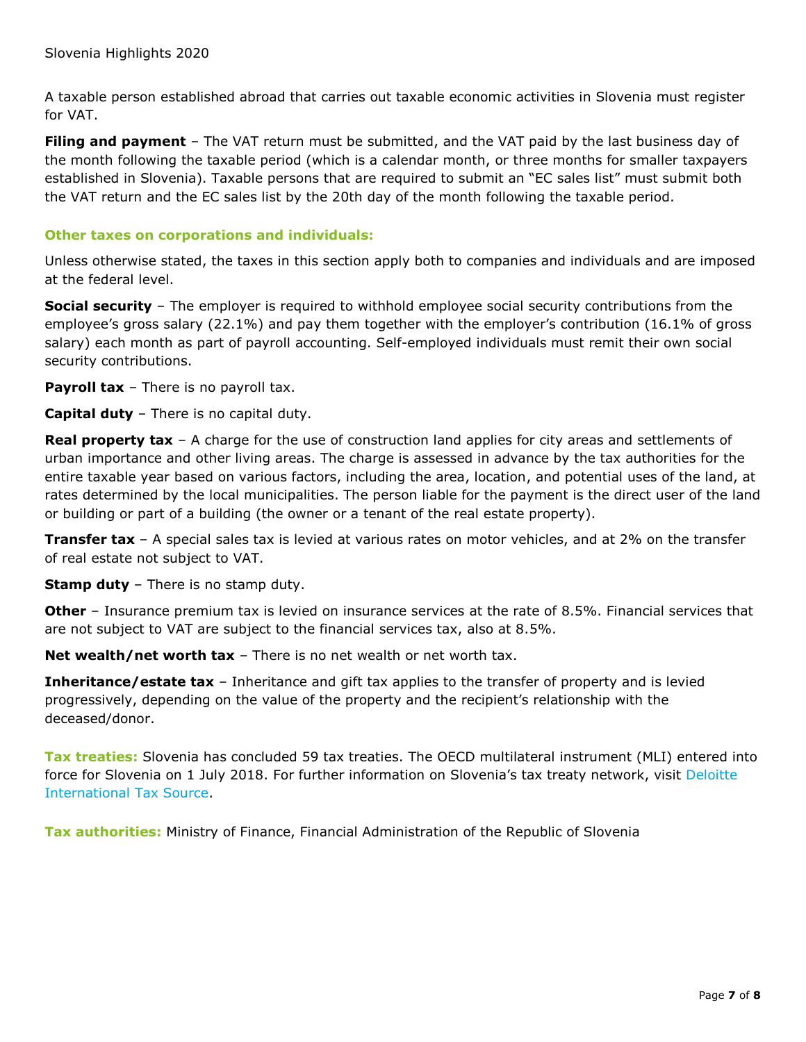A taxable person established abroad that carries out taxable economic activities in Slovenia must register for VAT.

**Filing and payment** – The VAT return must be submitted, and the VAT paid by the last business day of the month following the taxable period (which is a calendar month, or three months for smaller taxpayers established in Slovenia). Taxable persons that are required to submit an "EC sales list" must submit both the VAT return and the EC sales list by the 20th day of the month following the taxable period.

### Other taxes on corporations and individuals:

Unless otherwise stated, the taxes in this section apply both to companies and individuals and are imposed at the federal level.

**Social security** – The employer is required to withhold employee social security contributions from the employee's gross salary (22.1%) and pay them together with the employer's contribution (16.1% of gross salary) each month as part of payroll accounting. Self-employed individuals must remit their own social security contributions.

**Payroll tax** – There is no payroll tax.

**Capital duty** – There is no capital duty.

**Real property tax** – A charge for the use of construction land applies for city areas and settlements of urban importance and other living areas. The charge is assessed in advance by the tax authorities for the entire taxable year based on various factors, including the area, location, and potential uses of the land, at rates determined by the local municipalities. The person liable for the payment is the direct user of the land or building or part of a building (the owner or a tenant of the real estate property).

**Transfer tax** – A special sales tax is levied at various rates on motor vehicles, and at 2% on the transfer of real estate not subject to VAT.

**Stamp duty** – There is no stamp duty.

**Other** – Insurance premium tax is levied on insurance services at the rate of 8.5%. Financial services that are not subject to VAT are subject to the financial services tax, also at 8.5%.

**Net wealth/net worth tax** – There is no net wealth or net worth tax.

**Inheritance/estate tax** – Inheritance and gift tax applies to the transfer of property and is levied progressively, depending on the value of the property and the recipient's relationship with the deceased/donor.

**Tax treaties:** Slovenia has concluded 59 tax treaties. The OECD multilateral instrument (MLI) entered into force for Slovenia on 1 July 2018. For further information on Slovenia's tax treaty network, visit Deloitte International Tax Source.

**Tax authorities:** Ministry of Finance, Financial Administration of the Republic of Slovenia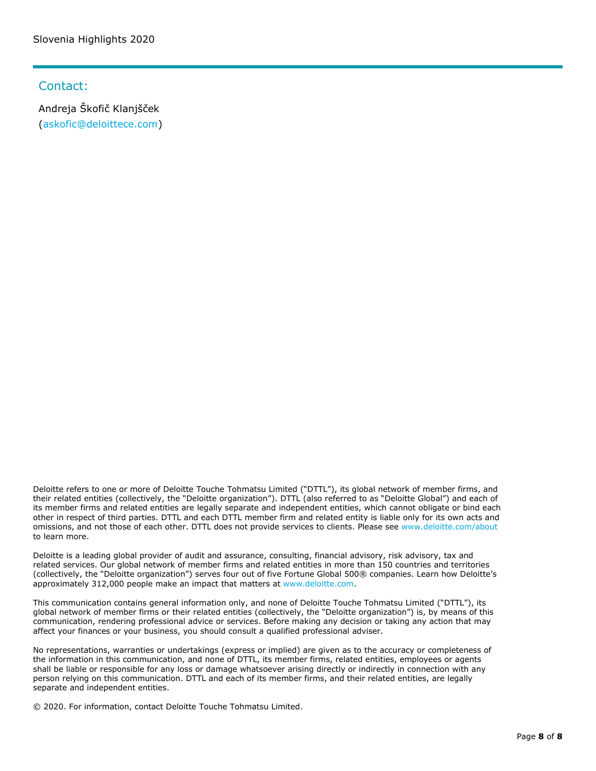## Contact:

Andreja Škofič Klanjšček
(askofic@deloittece.com)

Deloitte refers to one or more of Deloitte Touche Tohmatsu Limited ("DTTL"), its global network of member firms, and their related entities (collectively, the "Deloitte organization"). DTTL (also referred to as "Deloitte Global") and each of its member firms and related entities are legally separate and independent entities, which cannot obligate or bind each other in respect of third parties. DTTL and each DTTL member firm and related entity is liable only for its own acts and omissions, and not those of each other. DTTL does not provide services to clients. Please see www.deloitte.com/about to learn more.

Deloitte is a leading global provider of audit and assurance, consulting, financial advisory, risk advisory, tax and related services. Our global network of member firms and related entities in more than 150 countries and territories (collectively, the "Deloitte organization") serves four out of five Fortune Global 500® companies. Learn how Deloitte's approximately 312,000 people make an impact that matters at www.deloitte.com.

This communication contains general information only, and none of Deloitte Touche Tohmatsu Limited ("DTTL"), its global network of member firms or their related entities (collectively, the "Deloitte organization") is, by means of this communication, rendering professional advice or services. Before making any decision or taking any action that may affect your finances or your business, you should consult a qualified professional adviser.

No representations, warranties or undertakings (express or implied) are given as to the accuracy or completeness of the information in this communication, and none of DTTL, its member firms, related entities, employees or agents shall be liable or responsible for any loss or damage whatsoever arising directly or indirectly in connection with any person relying on this communication. DTTL and each of its member firms, and their related entities, are legally separate and independent entities.

© 2020. For information, contact Deloitte Touche Tohmatsu Limited.